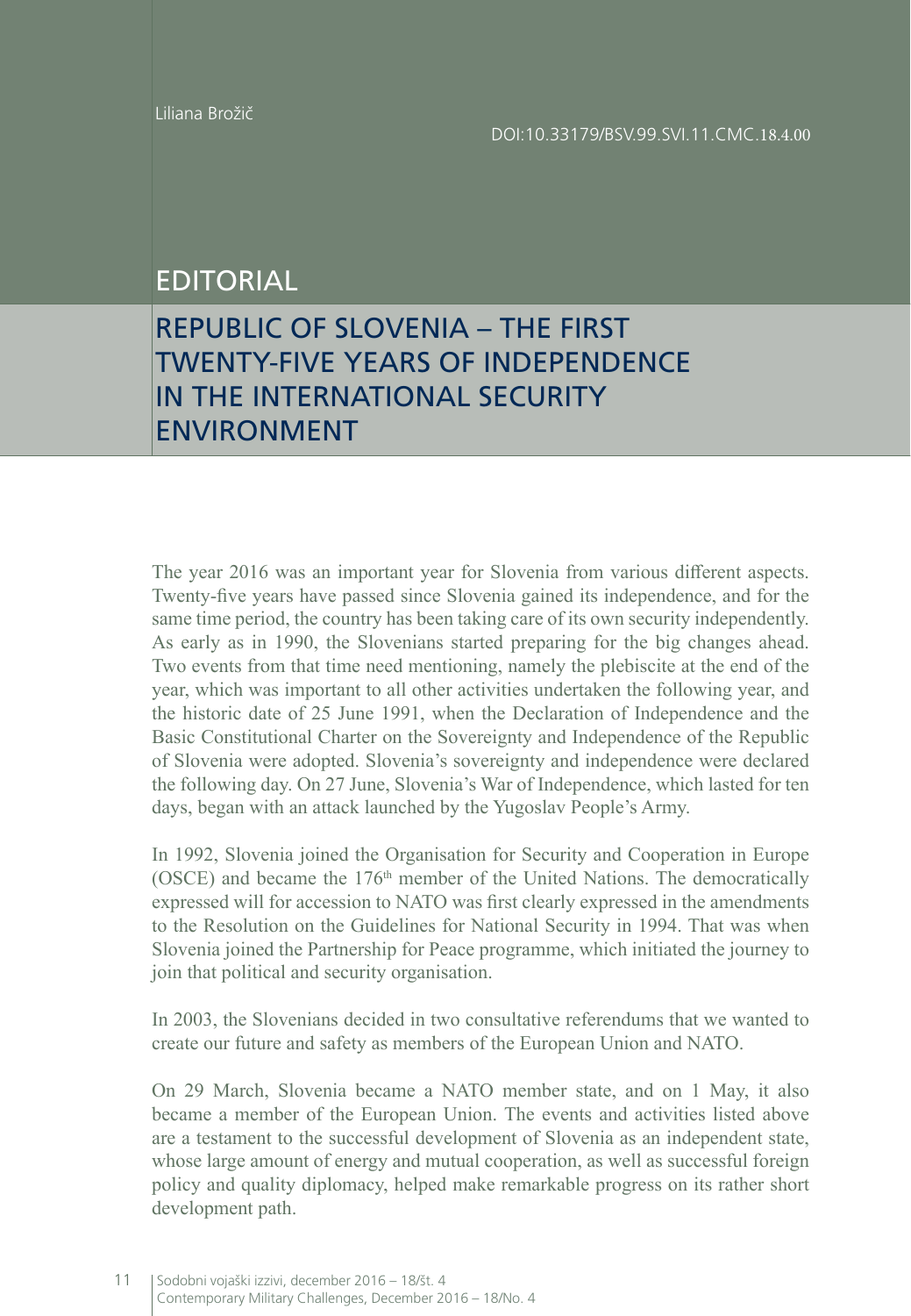Liliana Brožič

DOI:10.33179/BSV.99.SVI.11.CMC.18.4.00

# EDITORIAL

## REPUBLIC OF SLOVENIA – THE FIRST TWENTY-FIVE YEARS OF INDEPENDENCE IN THE INTERNATIONAL SECURITY ENVIRONMENT

The year 2016 was an important year for Slovenia from various different aspects. Twenty-five years have passed since Slovenia gained its independence, and for the same time period, the country has been taking care of its own security independently. As early as in 1990, the Slovenians started preparing for the big changes ahead. Two events from that time need mentioning, namely the plebiscite at the end of the year, which was important to all other activities undertaken the following year, and the historic date of 25 June 1991, when the Declaration of Independence and the Basic Constitutional Charter on the Sovereignty and Independence of the Republic of Slovenia were adopted. Slovenia's sovereignty and independence were declared the following day. On 27 June, Slovenia's War of Independence, which lasted for ten days, began with an attack launched by the Yugoslav People's Army.

In 1992, Slovenia joined the Organisation for Security and Cooperation in Europe (OSCE) and became the 176th member of the United Nations. The democratically expressed will for accession to NATO was first clearly expressed in the amendments to the Resolution on the Guidelines for National Security in 1994. That was when Slovenia joined the Partnership for Peace programme, which initiated the journey to join that political and security organisation.

In 2003, the Slovenians decided in two consultative referendums that we wanted to create our future and safety as members of the European Union and NATO.

On 29 March, Slovenia became a NATO member state, and on 1 May, it also became a member of the European Union. The events and activities listed above are a testament to the successful development of Slovenia as an independent state, whose large amount of energy and mutual cooperation, as well as successful foreign policy and quality diplomacy, helped make remarkable progress on its rather short development path.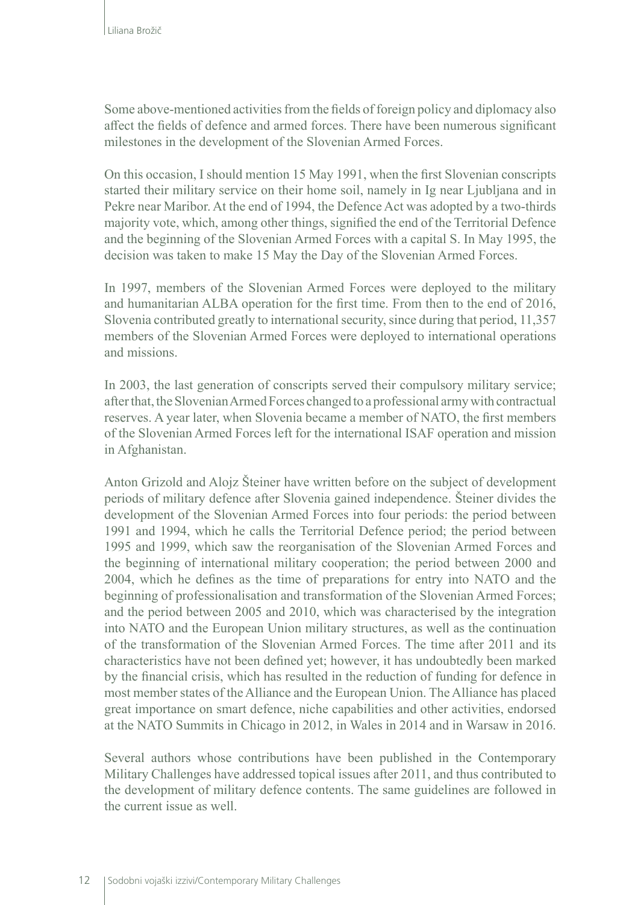Some above-mentioned activities from the fields of foreign policy and diplomacy also affect the fields of defence and armed forces. There have been numerous significant milestones in the development of the Slovenian Armed Forces.

On this occasion, I should mention 15 May 1991, when the first Slovenian conscripts started their military service on their home soil, namely in Ig near Ljubljana and in Pekre near Maribor. At the end of 1994, the Defence Act was adopted by a two-thirds majority vote, which, among other things, signified the end of the Territorial Defence and the beginning of the Slovenian Armed Forces with a capital S. In May 1995, the decision was taken to make 15 May the Day of the Slovenian Armed Forces.

In 1997, members of the Slovenian Armed Forces were deployed to the military and humanitarian ALBA operation for the first time. From then to the end of 2016, Slovenia contributed greatly to international security, since during that period, 11,357 members of the Slovenian Armed Forces were deployed to international operations and missions.

In 2003, the last generation of conscripts served their compulsory military service; after that, the Slovenian Armed Forces changed to a professional army with contractual reserves. A year later, when Slovenia became a member of NATO, the first members of the Slovenian Armed Forces left for the international ISAF operation and mission in Afghanistan.

Anton Grizold and Alojz Šteiner have written before on the subject of development periods of military defence after Slovenia gained independence. Šteiner divides the development of the Slovenian Armed Forces into four periods: the period between 1991 and 1994, which he calls the Territorial Defence period; the period between 1995 and 1999, which saw the reorganisation of the Slovenian Armed Forces and the beginning of international military cooperation; the period between 2000 and 2004, which he defines as the time of preparations for entry into NATO and the beginning of professionalisation and transformation of the Slovenian Armed Forces; and the period between 2005 and 2010, which was characterised by the integration into NATO and the European Union military structures, as well as the continuation of the transformation of the Slovenian Armed Forces. The time after 2011 and its characteristics have not been defined yet; however, it has undoubtedly been marked by the financial crisis, which has resulted in the reduction of funding for defence in most member states of the Alliance and the European Union. The Alliance has placed great importance on smart defence, niche capabilities and other activities, endorsed at the NATO Summits in Chicago in 2012, in Wales in 2014 and in Warsaw in 2016.

Several authors whose contributions have been published in the Contemporary Military Challenges have addressed topical issues after 2011, and thus contributed to the development of military defence contents. The same guidelines are followed in the current issue as well.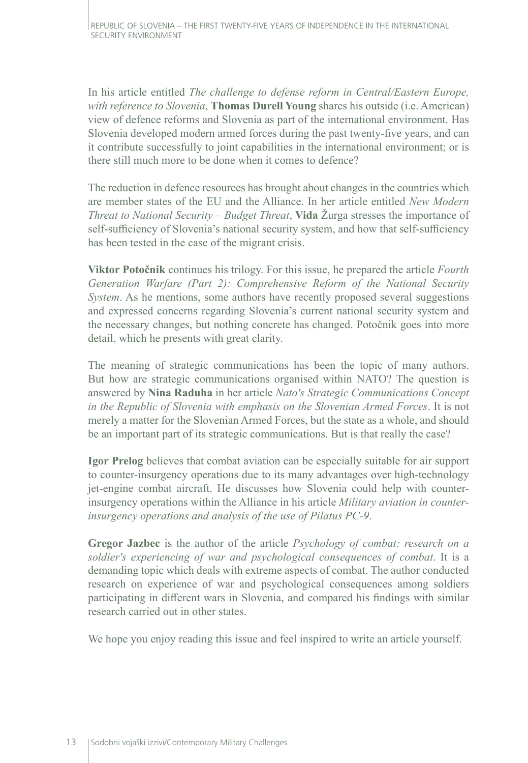In his article entitled *The challenge to defense reform in Central/Eastern Europe, with reference to Slovenia*, **Thomas Durell Young** shares his outside (i.e. American) view of defence reforms and Slovenia as part of the international environment. Has Slovenia developed modern armed forces during the past twenty-five years, and can it contribute successfully to joint capabilities in the international environment; or is there still much more to be done when it comes to defence?

The reduction in defence resources has brought about changes in the countries which are member states of the EU and the Alliance. In her article entitled *New Modern Threat to National Security – Budget Threat*, **Vida** Žurga stresses the importance of self-sufficiency of Slovenia's national security system, and how that self-sufficiency has been tested in the case of the migrant crisis.

**Viktor Potočnik** continues his trilogy. For this issue, he prepared the article *Fourth Generation Warfare (Part 2): Comprehensive Reform of the National Security System*. As he mentions, some authors have recently proposed several suggestions and expressed concerns regarding Slovenia's current national security system and the necessary changes, but nothing concrete has changed. Potočnik goes into more detail, which he presents with great clarity.

The meaning of strategic communications has been the topic of many authors. But how are strategic communications organised within NATO? The question is answered by **Nina Raduha** in her article *Nato's Strategic Communications Concept in the Republic of Slovenia with emphasis on the Slovenian Armed Forces*. It is not merely a matter for the Slovenian Armed Forces, but the state as a whole, and should be an important part of its strategic communications. But is that really the case?

**Igor Prelog** believes that combat aviation can be especially suitable for air support to counter-insurgency operations due to its many advantages over high-technology jet-engine combat aircraft. He discusses how Slovenia could help with counter-insurgency operations within the Alliance in his article *Military aviation in counter-insurgency operations and analysis of the use of Pilatus PC-9*.

**Gregor Jazbec** is the author of the article *Psychology of combat: research on a soldier's experiencing of war and psychological consequences of combat*. It is a demanding topic which deals with extreme aspects of combat. The author conducted research on experience of war and psychological consequences among soldiers participating in different wars in Slovenia, and compared his findings with similar research carried out in other states.

We hope you enjoy reading this issue and feel inspired to write an article yourself.